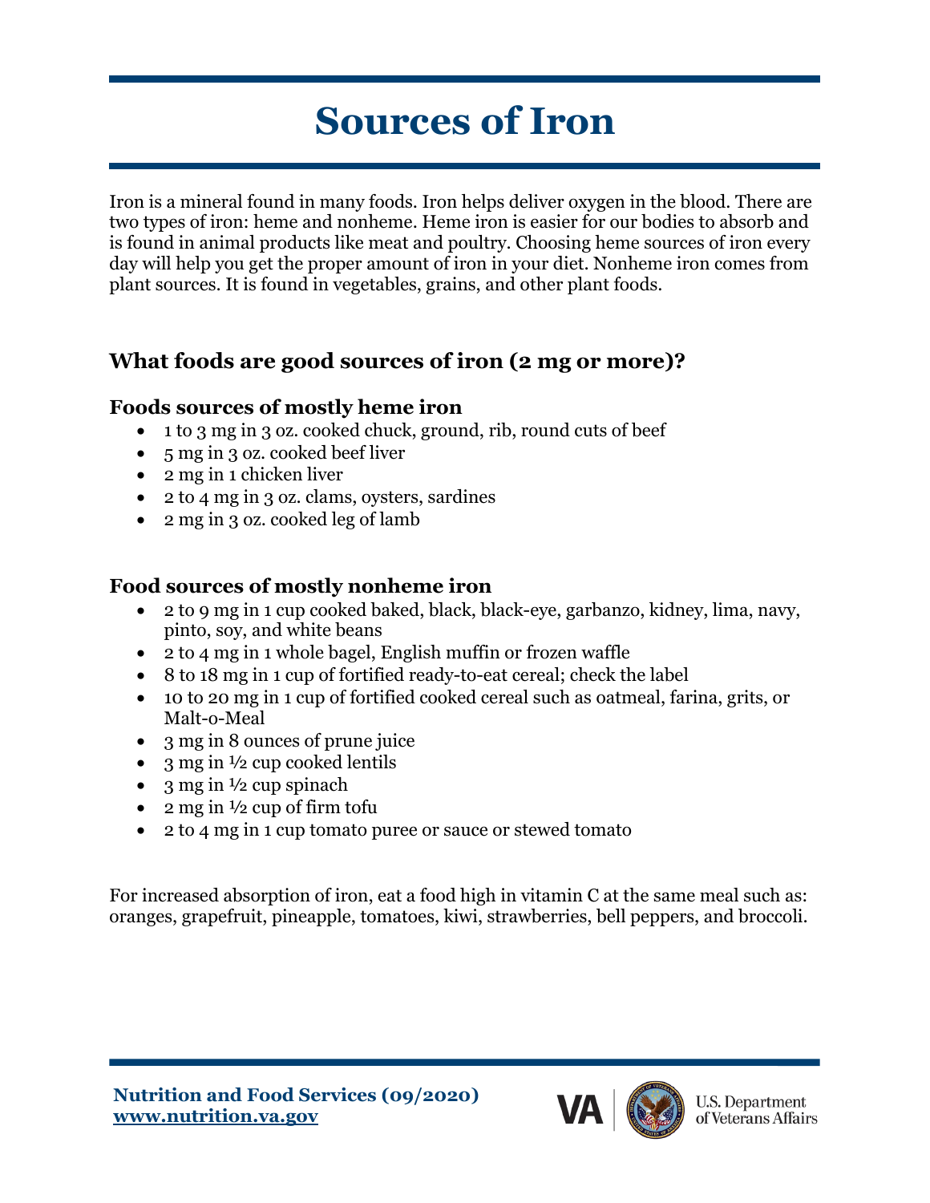# Sources of Iron

Iron is a mineral found in many foods. Iron helps deliver oxygen in the blood. There are two types of iron: heme and nonheme. Heme iron is easier for our bodies to absorb and is found in animal products like meat and poultry. Choosing heme sources of iron every day will help you get the proper amount of iron in your diet. Nonheme iron comes from plant sources. It is found in vegetables, grains, and other plant foods.

## What foods are good sources of iron (2 mg or more)?

### Foods sources of mostly heme iron

- 1 to 3 mg in 3 oz. cooked chuck, ground, rib, round cuts of beef
- 5 mg in 3 oz. cooked beef liver
- 2 mg in 1 chicken liver
- 2 to 4 mg in 3 oz. clams, oysters, sardines
- 2 mg in 3 oz. cooked leg of lamb

### Food sources of mostly nonheme iron

- 2 to 9 mg in 1 cup cooked baked, black, black-eye, garbanzo, kidney, lima, navy, pinto, soy, and white beans
- 2 to 4 mg in 1 whole bagel, English muffin or frozen waffle
- 8 to 18 mg in 1 cup of fortified ready-to-eat cereal; check the label
- 10 to 20 mg in 1 cup of fortified cooked cereal such as oatmeal, farina, grits, or Malt-o-Meal
- 3 mg in 8 ounces of prune juice
- 3 mg in ½ cup cooked lentils
- 3 mg in ½ cup spinach
- 2 mg in ½ cup of firm tofu
- 2 to 4 mg in 1 cup tomato puree or sauce or stewed tomato

For increased absorption of iron, eat a food high in vitamin C at the same meal such as: oranges, grapefruit, pineapple, tomatoes, kiwi, strawberries, bell peppers, and broccoli.

**Nutrition and Food Services (09/2020)**
**www.nutrition.va.gov**

VA | U.S. Department of Veterans Affairs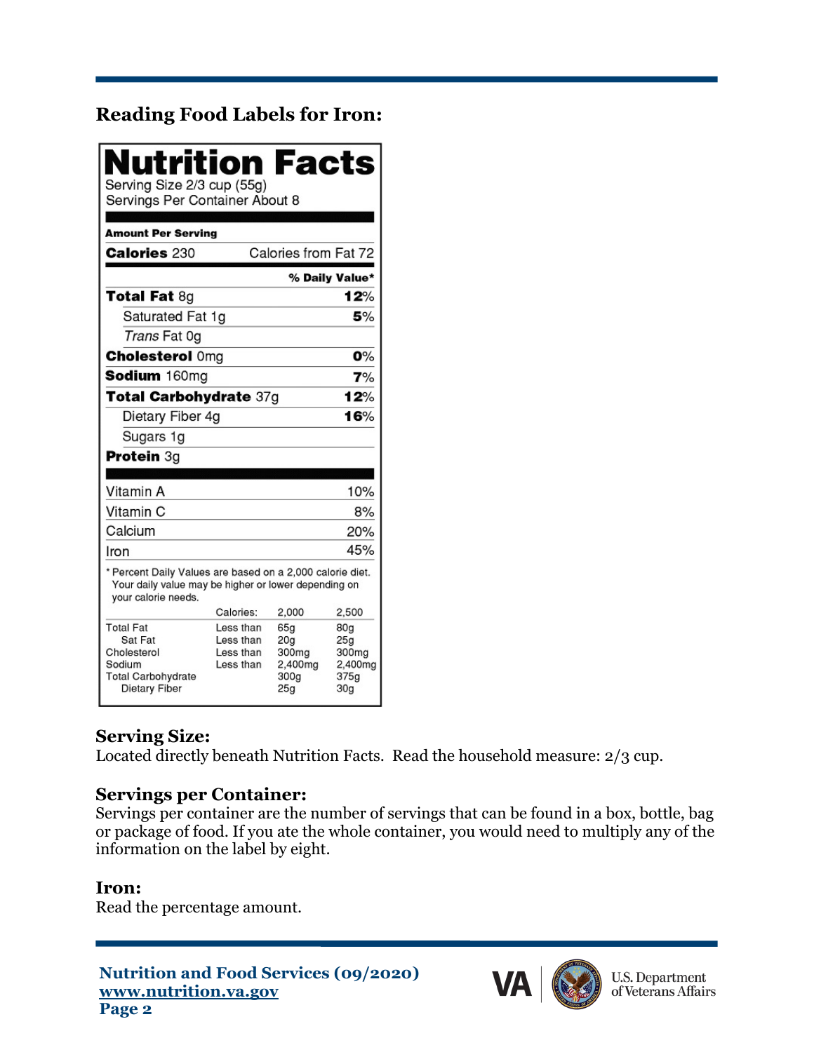## Reading Food Labels for Iron:

**Nutrition Facts**

Serving Size 2/3 cup (55g)
Servings Per Container About 8

| Amount Per Serving | |
|---|---|
| **Calories** 230 | Calories from Fat 72 |
| | **% Daily Value*** |
| **Total Fat** 8g | **12%** |
| Saturated Fat 1g | **5%** |
| *Trans* Fat 0g | |
| **Cholesterol** 0mg | **0%** |
| **Sodium** 160mg | **7%** |
| **Total Carbohydrate** 37g | **12%** |
| Dietary Fiber 4g | **16%** |
| Sugars 1g | |
| **Protein** 3g | |
| Vitamin A | 10% |
| Vitamin C | 8% |
| Calcium | 20% |
| Iron | 45% |

* Percent Daily Values are based on a 2,000 calorie diet. Your daily value may be higher or lower depending on your calorie needs.

| | Calories: | 2,000 | 2,500 |
|---|---|---|---|
| Total Fat | Less than | 65g | 80g |
| Sat Fat | Less than | 20g | 25g |
| Cholesterol | Less than | 300mg | 300mg |
| Sodium | Less than | 2,400mg | 2,400mg |
| Total Carbohydrate | | 300g | 375g |
| Dietary Fiber | | 25g | 30g |

### Serving Size:

Located directly beneath Nutrition Facts. Read the household measure: 2/3 cup.

### Servings per Container:

Servings per container are the number of servings that can be found in a box, bottle, bag or package of food. If you ate the whole container, you would need to multiply any of the information on the label by eight.

### Iron:

Read the percentage amount.

**Nutrition and Food Services (09/2020)**
**www.nutrition.va.gov**

VA | U.S. Department of Veterans Affairs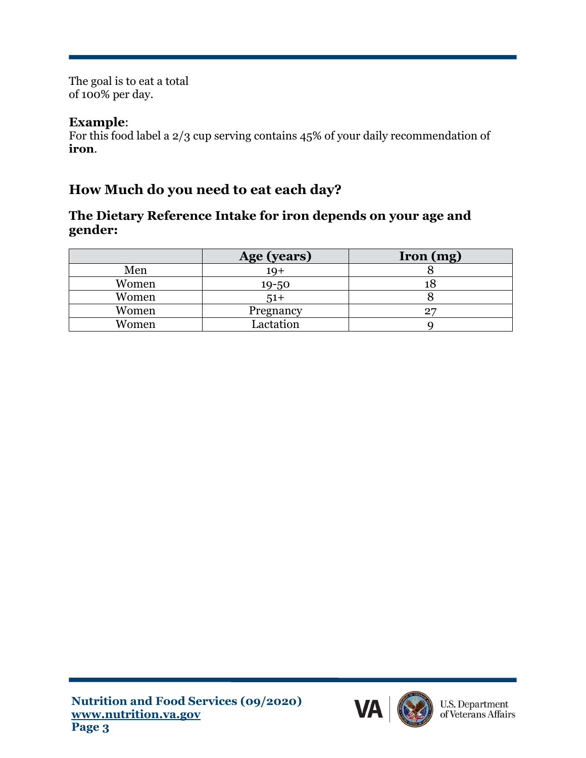The goal is to eat a total of 100% per day.

**Example**:
For this food label a 2/3 cup serving contains 45% of your daily recommendation of **iron**.

## How Much do you need to eat each day?

### The Dietary Reference Intake for iron depends on your age and gender:

| | Age (years) | Iron (mg) |
|---|---|---|
| Men | 19+ | 8 |
| Women | 19-50 | 18 |
| Women | 51+ | 8 |
| Women | Pregnancy | 27 |
| Women | Lactation | 9 |

**Nutrition and Food Services (09/2020)**
**www.nutrition.va.gov**